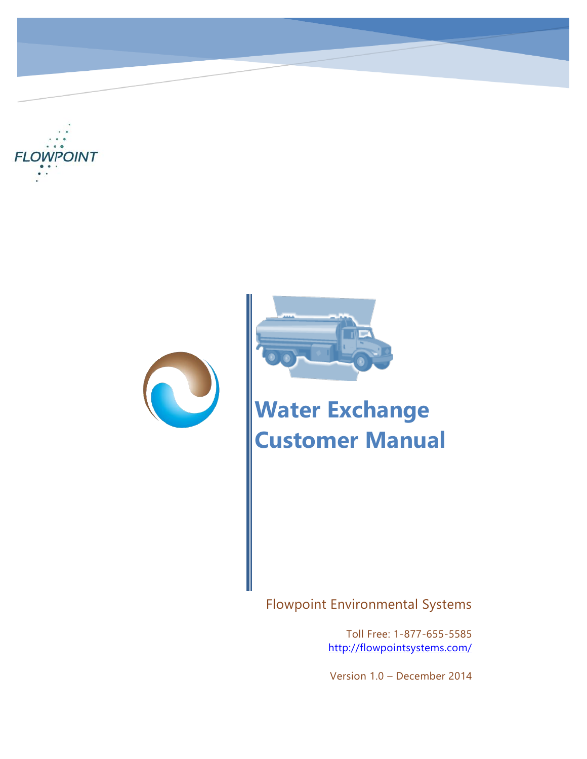FLOWPOINT

# Water Exchange Customer Manual

Flowpoint Environmental Systems

Toll Free: 1-877-655-5585
http://flowpointsystems.com/

Version 1.0 – December 2014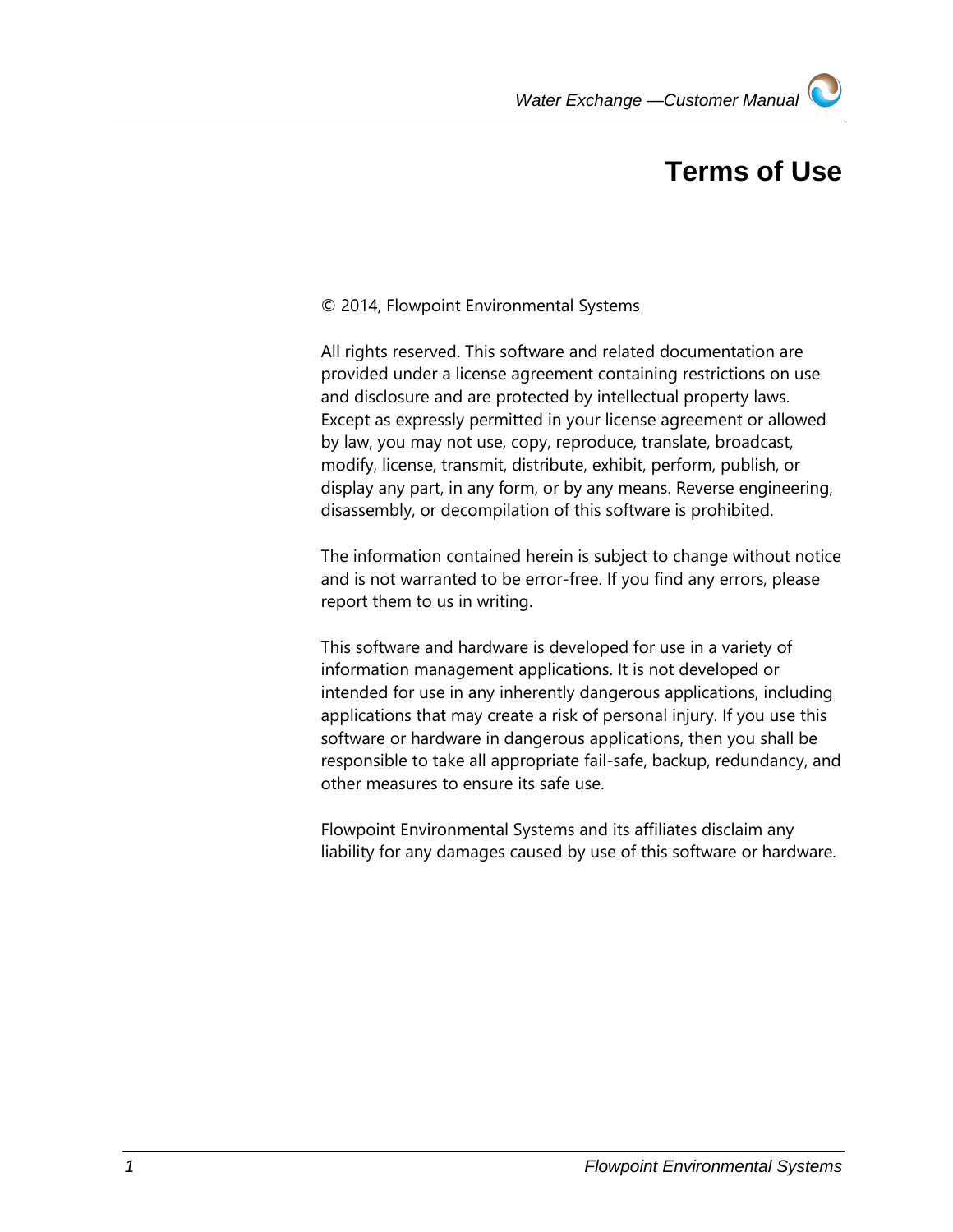# Terms of Use

© 2014, Flowpoint Environmental Systems

All rights reserved. This software and related documentation are provided under a license agreement containing restrictions on use and disclosure and are protected by intellectual property laws. Except as expressly permitted in your license agreement or allowed by law, you may not use, copy, reproduce, translate, broadcast, modify, license, transmit, distribute, exhibit, perform, publish, or display any part, in any form, or by any means. Reverse engineering, disassembly, or decompilation of this software is prohibited.

The information contained herein is subject to change without notice and is not warranted to be error-free. If you find any errors, please report them to us in writing.

This software and hardware is developed for use in a variety of information management applications. It is not developed or intended for use in any inherently dangerous applications, including applications that may create a risk of personal injury. If you use this software or hardware in dangerous applications, then you shall be responsible to take all appropriate fail-safe, backup, redundancy, and other measures to ensure its safe use.

Flowpoint Environmental Systems and its affiliates disclaim any liability for any damages caused by use of this software or hardware.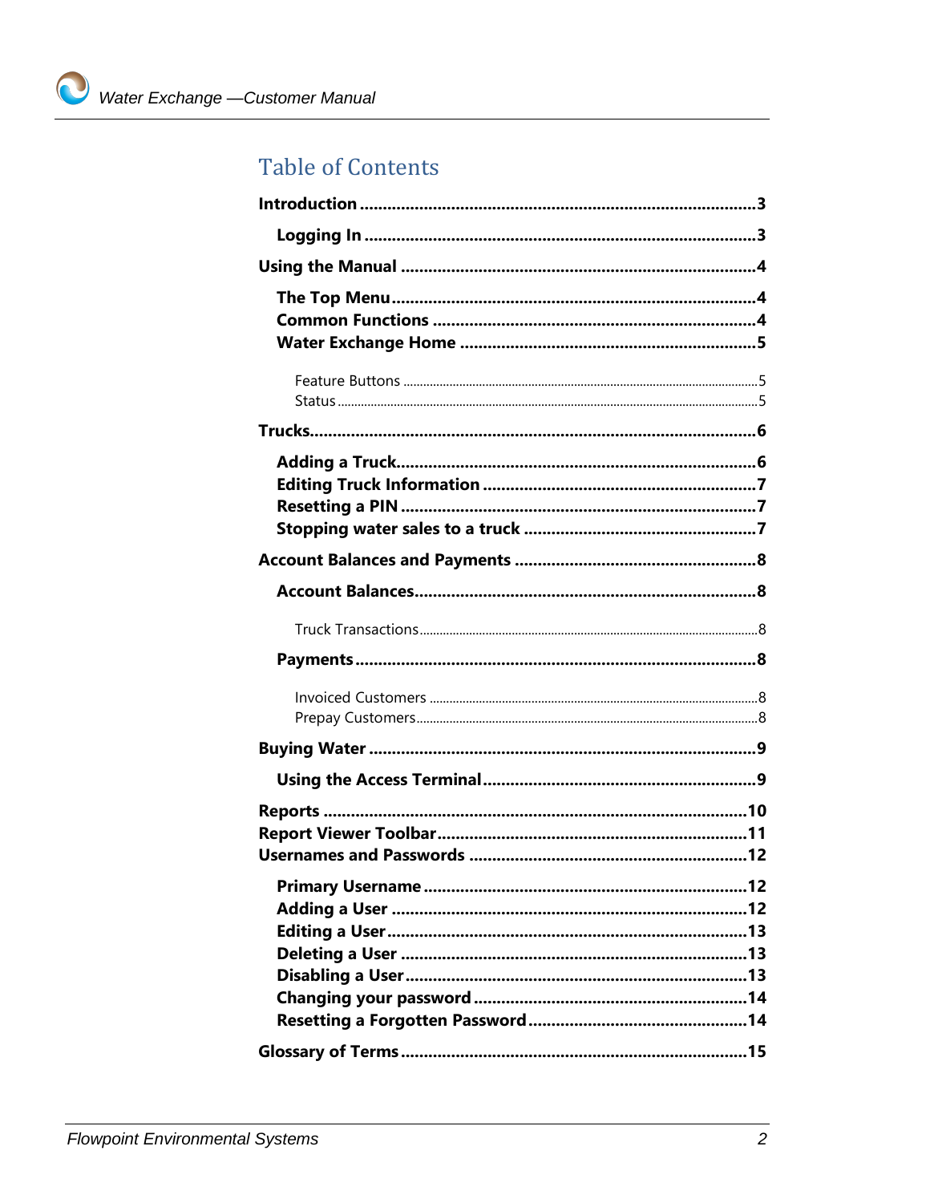# Table of Contents

**Introduction** .......................................................................................3

- **Logging In** .......................................................................................3

**Using the Manual** .......................................................................................4

- **The Top Menu** .......................................................................................4
- **Common Functions** .......................................................................................4
- **Water Exchange Home** .......................................................................................5
  - Feature Buttons .......................................................................................5
  - Status .......................................................................................5

**Trucks** .......................................................................................6

- **Adding a Truck** .......................................................................................6
- **Editing Truck Information** .......................................................................................7
- **Resetting a PIN** .......................................................................................7
- **Stopping water sales to a truck** .......................................................................................7

**Account Balances and Payments** .......................................................................................8

- **Account Balances** .......................................................................................8
  - Truck Transactions .......................................................................................8
- **Payments** .......................................................................................8
  - Invoiced Customers .......................................................................................8
  - Prepay Customers .......................................................................................8

**Buying Water** .......................................................................................9

- **Using the Access Terminal** .......................................................................................9

**Reports** .......................................................................................10

**Report Viewer Toolbar** .......................................................................................11

**Usernames and Passwords** .......................................................................................12

- **Primary Username** .......................................................................................12
- **Adding a User** .......................................................................................12
- **Editing a User** .......................................................................................13
- **Deleting a User** .......................................................................................13
- **Disabling a User** .......................................................................................13
- **Changing your password** .......................................................................................14
- **Resetting a Forgotten Password** .......................................................................................14

**Glossary of Terms** .......................................................................................15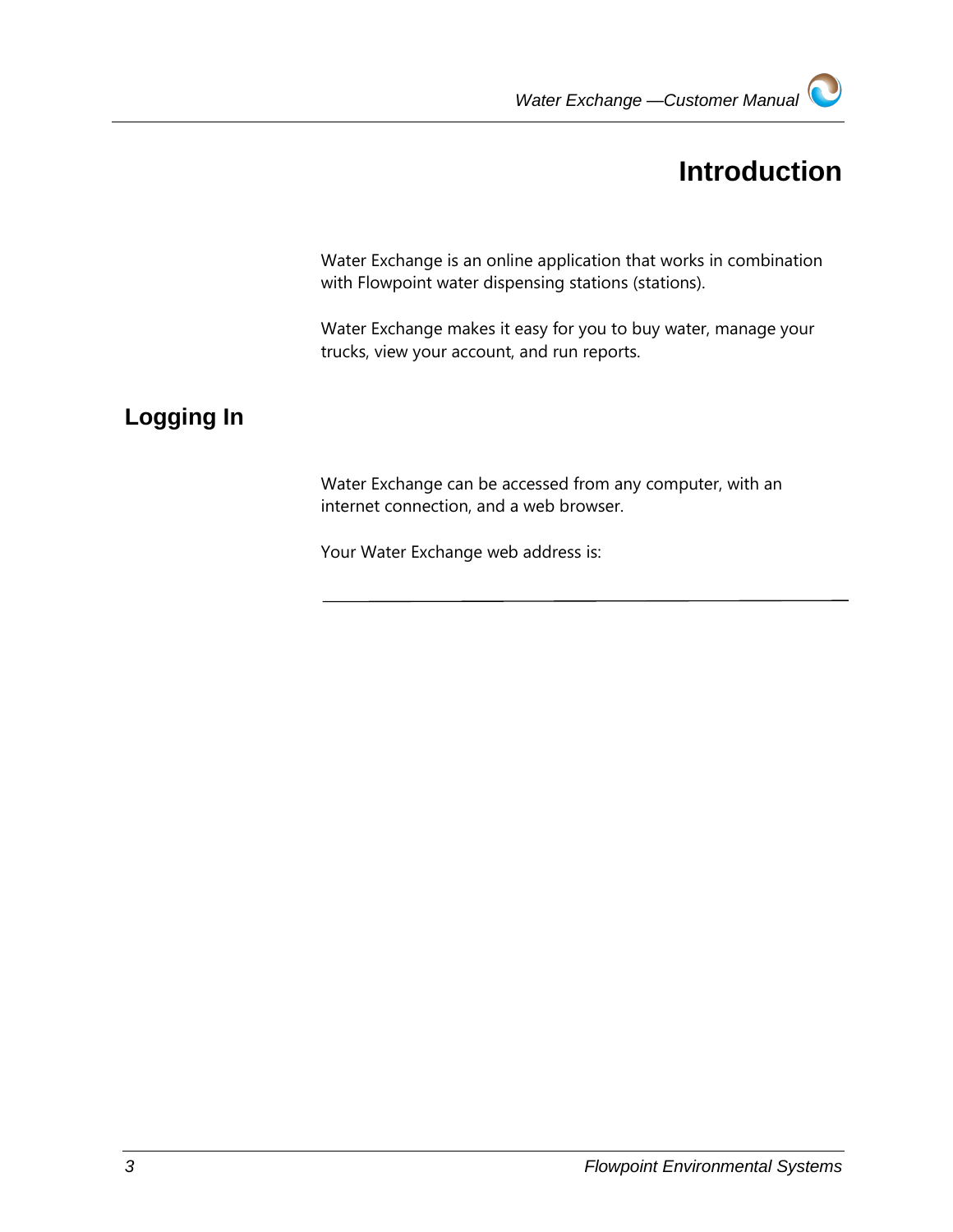# Introduction

Water Exchange is an online application that works in combination with Flowpoint water dispensing stations (stations).

Water Exchange makes it easy for you to buy water, manage your trucks, view your account, and run reports.

## Logging In

Water Exchange can be accessed from any computer, with an internet connection, and a web browser.

Your Water Exchange web address is:

\_\_\_\_\_\_\_\_\_\_\_\_\_\_\_\_\_\_\_\_\_\_\_\_\_\_\_\_\_\_\_\_\_\_\_\_\_\_\_\_\_\_\_\_\_\_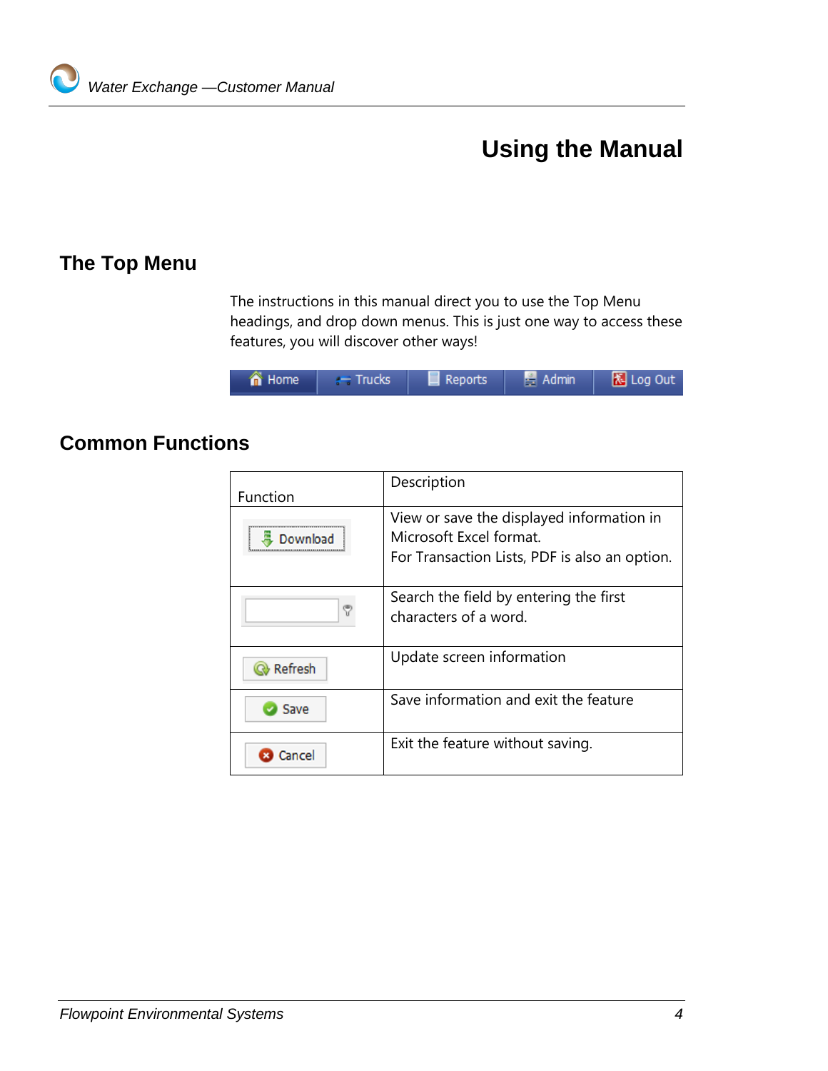# Using the Manual

## The Top Menu

The instructions in this manual direct you to use the Top Menu headings, and drop down menus. This is just one way to access these features, you will discover other ways!

Home | Trucks | Reports | Admin | Log Out

## Common Functions

| Function | Description |
|---|---|
| Download | View or save the displayed information in Microsoft Excel format. For Transaction Lists, PDF is also an option. |
|  | Search the field by entering the first characters of a word. |
| Refresh | Update screen information |
| Save | Save information and exit the feature |
| Cancel | Exit the feature without saving. |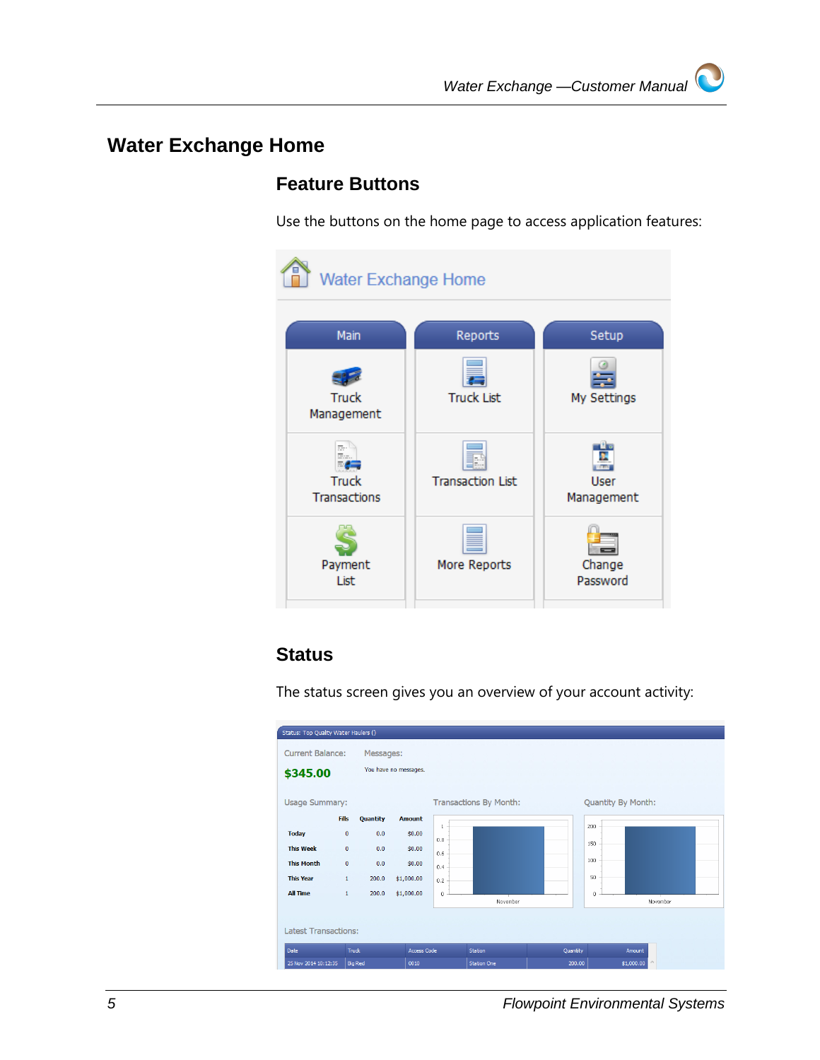# Water Exchange Home

## Feature Buttons

Use the buttons on the home page to access application features:

## Status

The status screen gives you an overview of your account activity: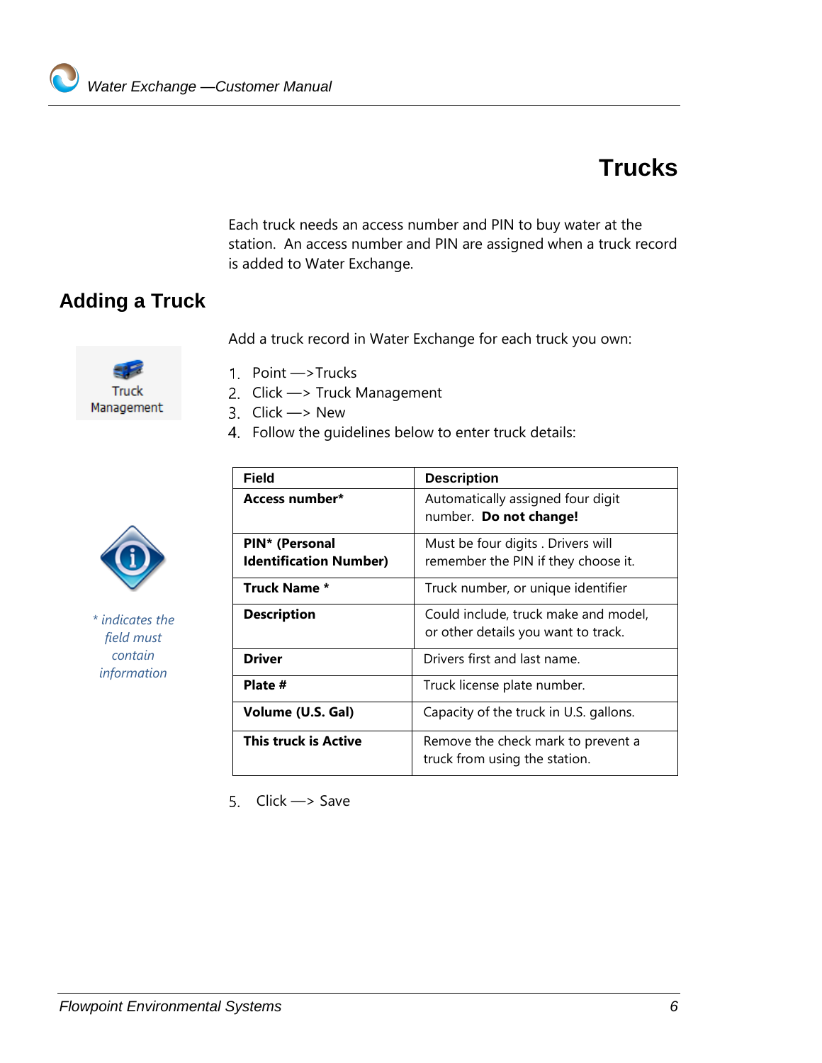# Trucks

Each truck needs an access number and PIN to buy water at the station. An access number and PIN are assigned when a truck record is added to Water Exchange.

## Adding a Truck

Truck Management

Add a truck record in Water Exchange for each truck you own:

1. Point —>Trucks
2. Click —> Truck Management
3. Click —> New
4. Follow the guidelines below to enter truck details:

*\* indicates the field must contain information*

| Field | Description |
|---|---|
| **Access number*** | Automatically assigned four digit number. **Do not change!** |
| **PIN* (Personal Identification Number)** | Must be four digits . Drivers will remember the PIN if they choose it. |
| **Truck Name *** | Truck number, or unique identifier |
| **Description** | Could include, truck make and model, or other details you want to track. |
| **Driver** | Drivers first and last name. |
| **Plate #** | Truck license plate number. |
| **Volume (U.S. Gal)** | Capacity of the truck in U.S. gallons. |
| **This truck is Active** | Remove the check mark to prevent a truck from using the station. |

5. Click —> Save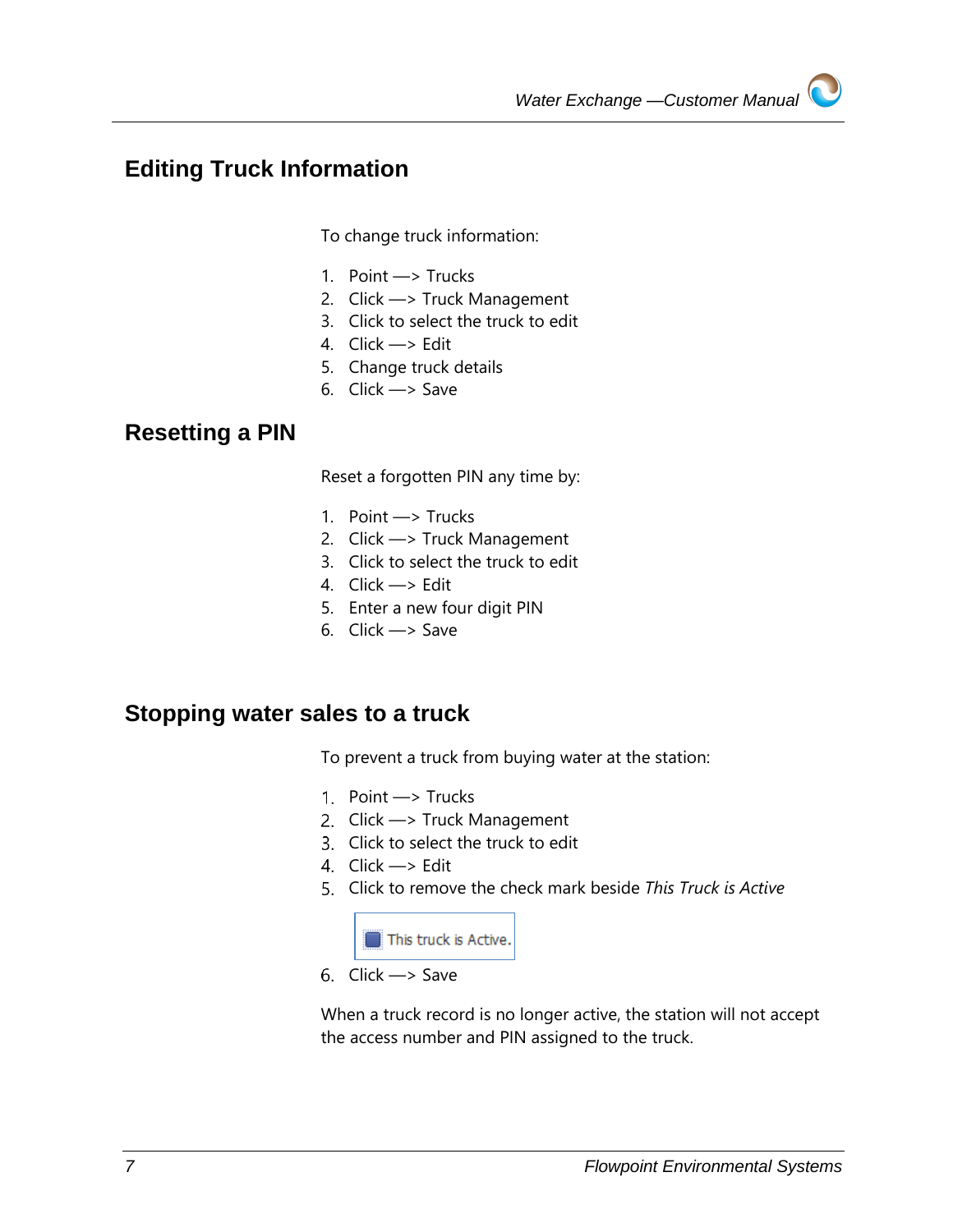## Editing Truck Information

To change truck information:

1. Point —> Trucks
2. Click —> Truck Management
3. Click to select the truck to edit
4. Click —> Edit
5. Change truck details
6. Click —> Save

## Resetting a PIN

Reset a forgotten PIN any time by:

1. Point —> Trucks
2. Click —> Truck Management
3. Click to select the truck to edit
4. Click —> Edit
5. Enter a new four digit PIN
6. Click —> Save

## Stopping water sales to a truck

To prevent a truck from buying water at the station:

1. Point —> Trucks
2. Click —> Truck Management
3. Click to select the truck to edit
4. Click —> Edit
5. Click to remove the check mark beside *This Truck is Active*

   This truck is Active.

6. Click —> Save

When a truck record is no longer active, the station will not accept the access number and PIN assigned to the truck.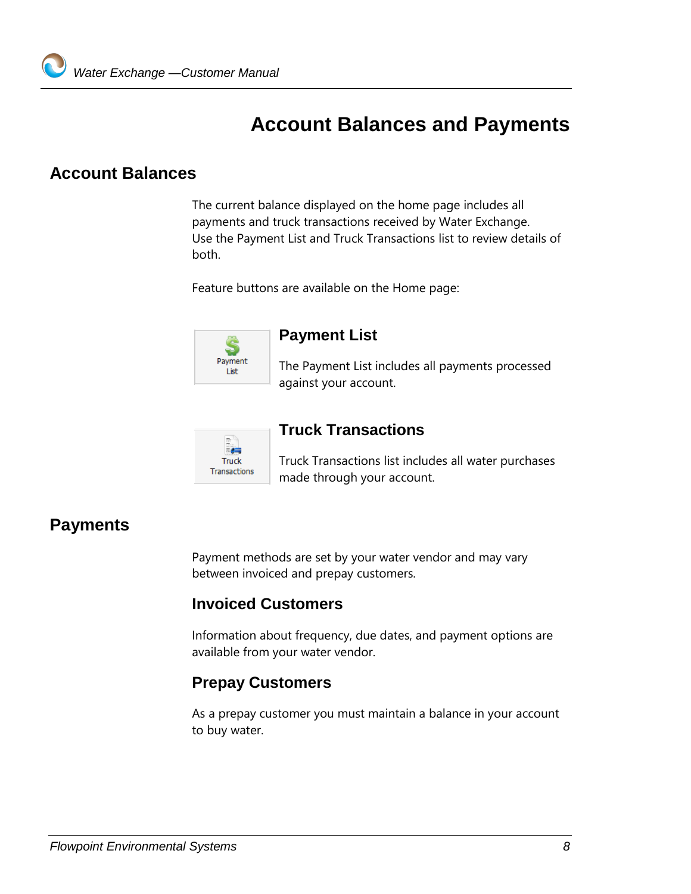# Account Balances and Payments

## Account Balances

The current balance displayed on the home page includes all payments and truck transactions received by Water Exchange. Use the Payment List and Truck Transactions list to review details of both.

Feature buttons are available on the Home page:

### Payment List

The Payment List includes all payments processed against your account.

### Truck Transactions

Truck Transactions list includes all water purchases made through your account.

## Payments

Payment methods are set by your water vendor and may vary between invoiced and prepay customers.

### Invoiced Customers

Information about frequency, due dates, and payment options are available from your water vendor.

### Prepay Customers

As a prepay customer you must maintain a balance in your account to buy water.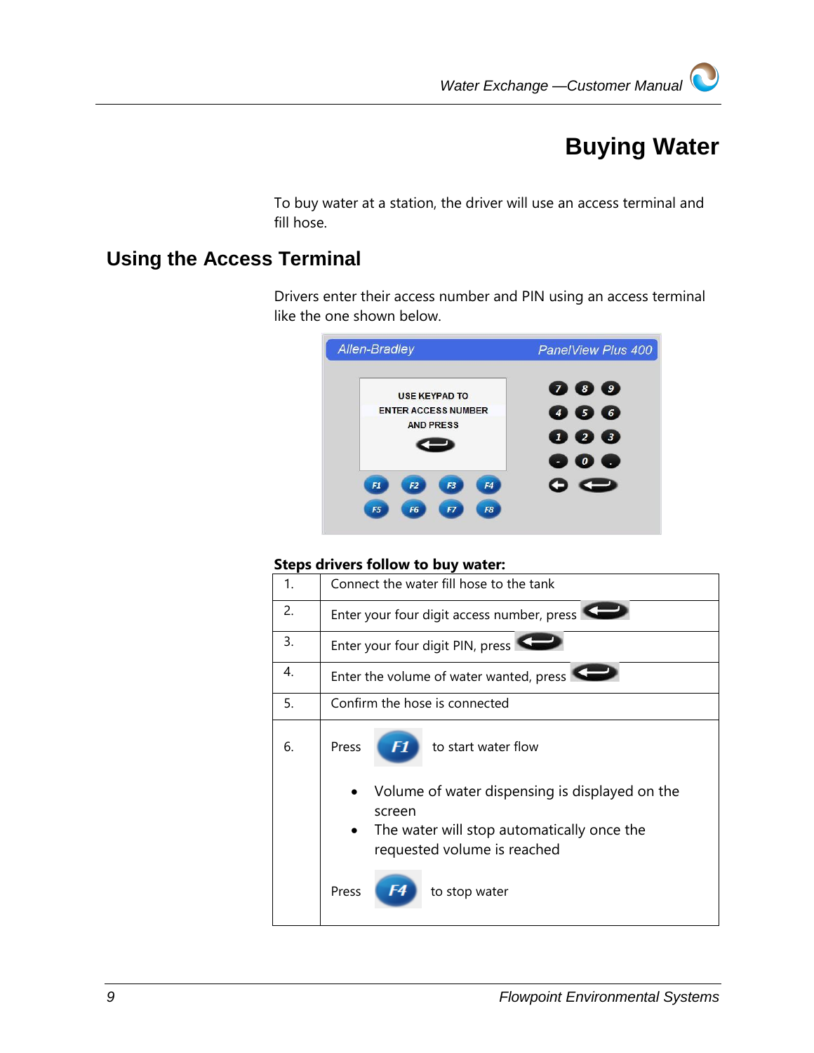# Buying Water

To buy water at a station, the driver will use an access terminal and fill hose.

## Using the Access Terminal

Drivers enter their access number and PIN using an access terminal like the one shown below.

**Steps drivers follow to buy water:**

| | |
|---|---|
| 1. | Connect the water fill hose to the tank |
| 2. | Enter your four digit access number, press ↵ |
| 3. | Enter your four digit PIN, press ↵ |
| 4. | Enter the volume of water wanted, press ↵ |
| 5. | Confirm the hose is connected |
| 6. | Press F1 to start water flow<br>• Volume of water dispensing is displayed on the screen<br>• The water will stop automatically once the requested volume is reached<br>Press F4 to stop water |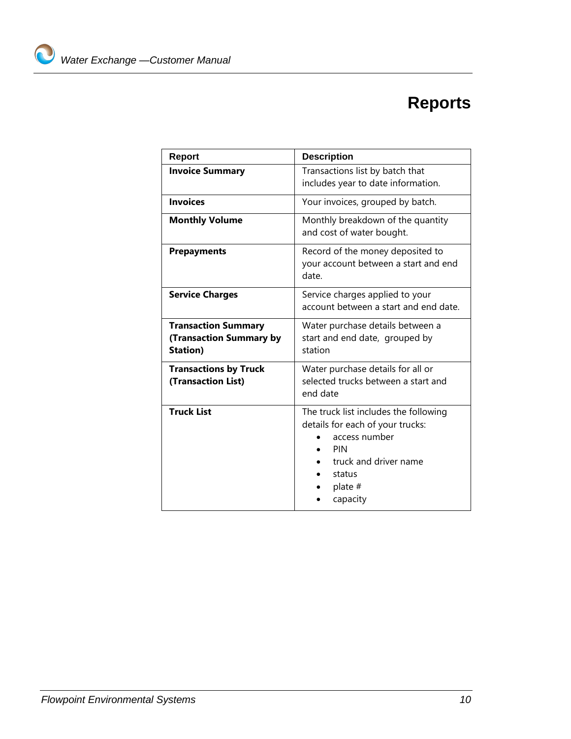# Reports

| Report | Description |
| --- | --- |
| **Invoice Summary** | Transactions list by batch that includes year to date information. |
| **Invoices** | Your invoices, grouped by batch. |
| **Monthly Volume** | Monthly breakdown of the quantity and cost of water bought. |
| **Prepayments** | Record of the money deposited to your account between a start and end date. |
| **Service Charges** | Service charges applied to your account between a start and end date. |
| **Transaction Summary (Transaction Summary by Station)** | Water purchase details between a start and end date, grouped by station |
| **Transactions by Truck (Transaction List)** | Water purchase details for all or selected trucks between a start and end date |
| **Truck List** | The truck list includes the following details for each of your trucks: <br>• access number <br>• PIN <br>• truck and driver name <br>• status <br>• plate # <br>• capacity |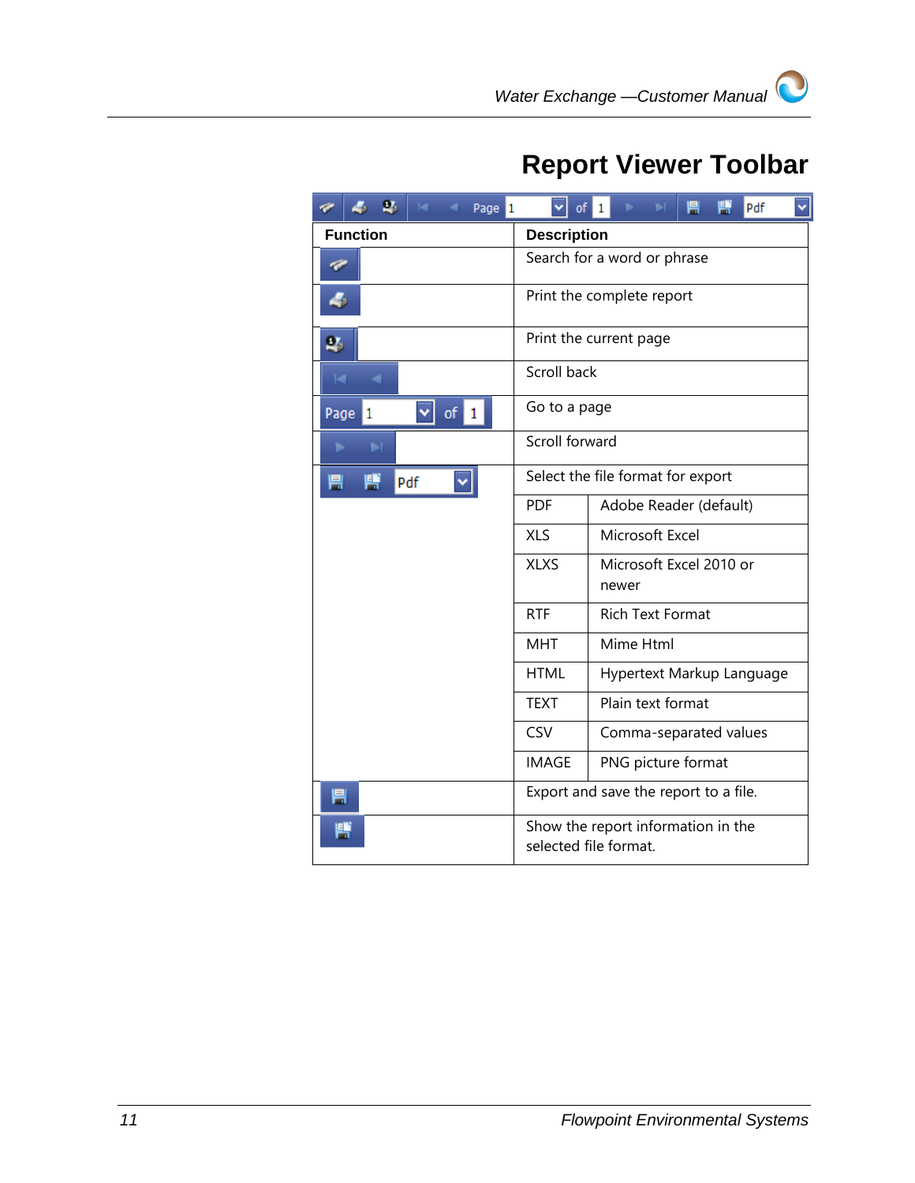# Report Viewer Toolbar

| Function | Description | |
|---|---|---|
| | Search for a word or phrase | |
| | Print the complete report | |
| | Print the current page | |
| | Scroll back | |
| Page 1 of 1 | Go to a page | |
| | Scroll forward | |
| Pdf | Select the file format for export | |
| | PDF | Adobe Reader (default) |
| | XLS | Microsoft Excel |
| | XLXS | Microsoft Excel 2010 or newer |
| | RTF | Rich Text Format |
| | MHT | Mime Html |
| | HTML | Hypertext Markup Language |
| | TEXT | Plain text format |
| | CSV | Comma-separated values |
| | IMAGE | PNG picture format |
| | Export and save the report to a file. | |
| | Show the report information in the selected file format. | |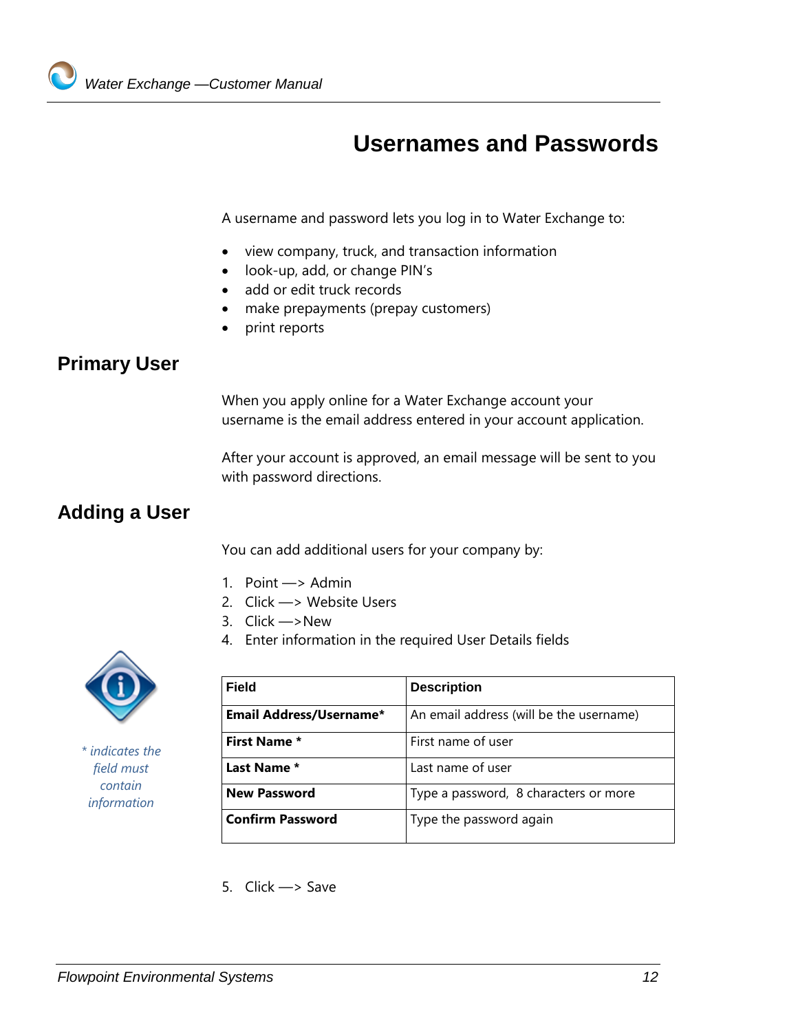# Usernames and Passwords

A username and password lets you log in to Water Exchange to:

- view company, truck, and transaction information
- look-up, add, or change PIN's
- add or edit truck records
- make prepayments (prepay customers)
- print reports

## Primary User

When you apply online for a Water Exchange account your username is the email address entered in your account application.

After your account is approved, an email message will be sent to you with password directions.

## Adding a User

You can add additional users for your company by:

1. Point —> Admin
2. Click —> Website Users
3. Click —>New
4. Enter information in the required User Details fields

*\* indicates the field must contain information*

| Field | Description |
|---|---|
| **Email Address/Username*** | An email address (will be the username) |
| **First Name *** | First name of user |
| **Last Name *** | Last name of user |
| **New Password** | Type a password,  8 characters or more |
| **Confirm Password** | Type the password again |

5. Click —> Save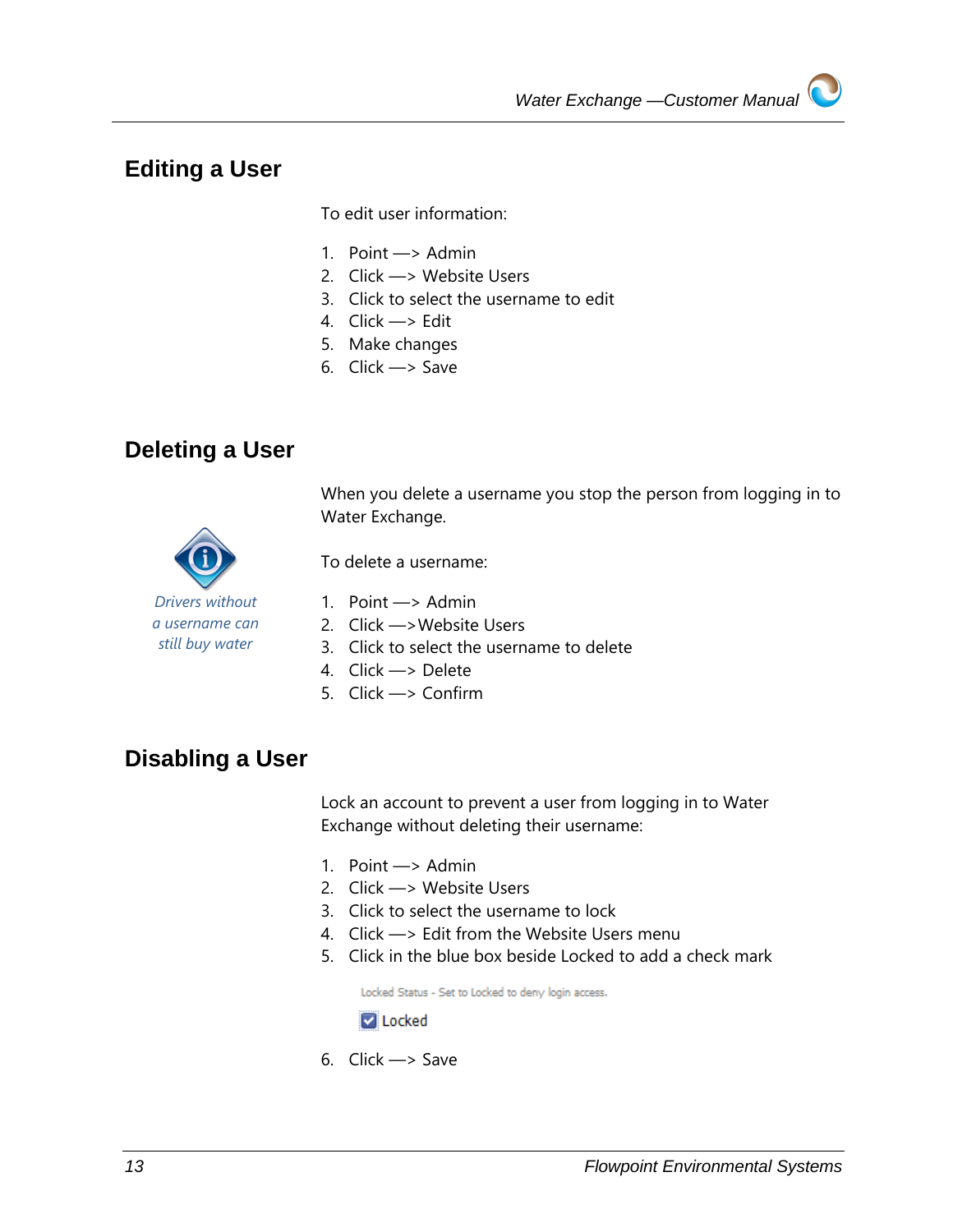## Editing a User

To edit user information:

1. Point —> Admin
2. Click —> Website Users
3. Click to select the username to edit
4. Click —> Edit
5. Make changes
6. Click —> Save

## Deleting a User

When you delete a username you stop the person from logging in to Water Exchange.

*Drivers without a username can still buy water*

To delete a username:

1. Point —> Admin
2. Click —>Website Users
3. Click to select the username to delete
4. Click —> Delete
5. Click —> Confirm

## Disabling a User

Lock an account to prevent a user from logging in to Water Exchange without deleting their username:

1. Point —> Admin
2. Click —> Website Users
3. Click to select the username to lock
4. Click —> Edit from the Website Users menu
5. Click in the blue box beside Locked to add a check mark

   Locked Status - Set to Locked to deny login access.

   ☑ Locked

6. Click —> Save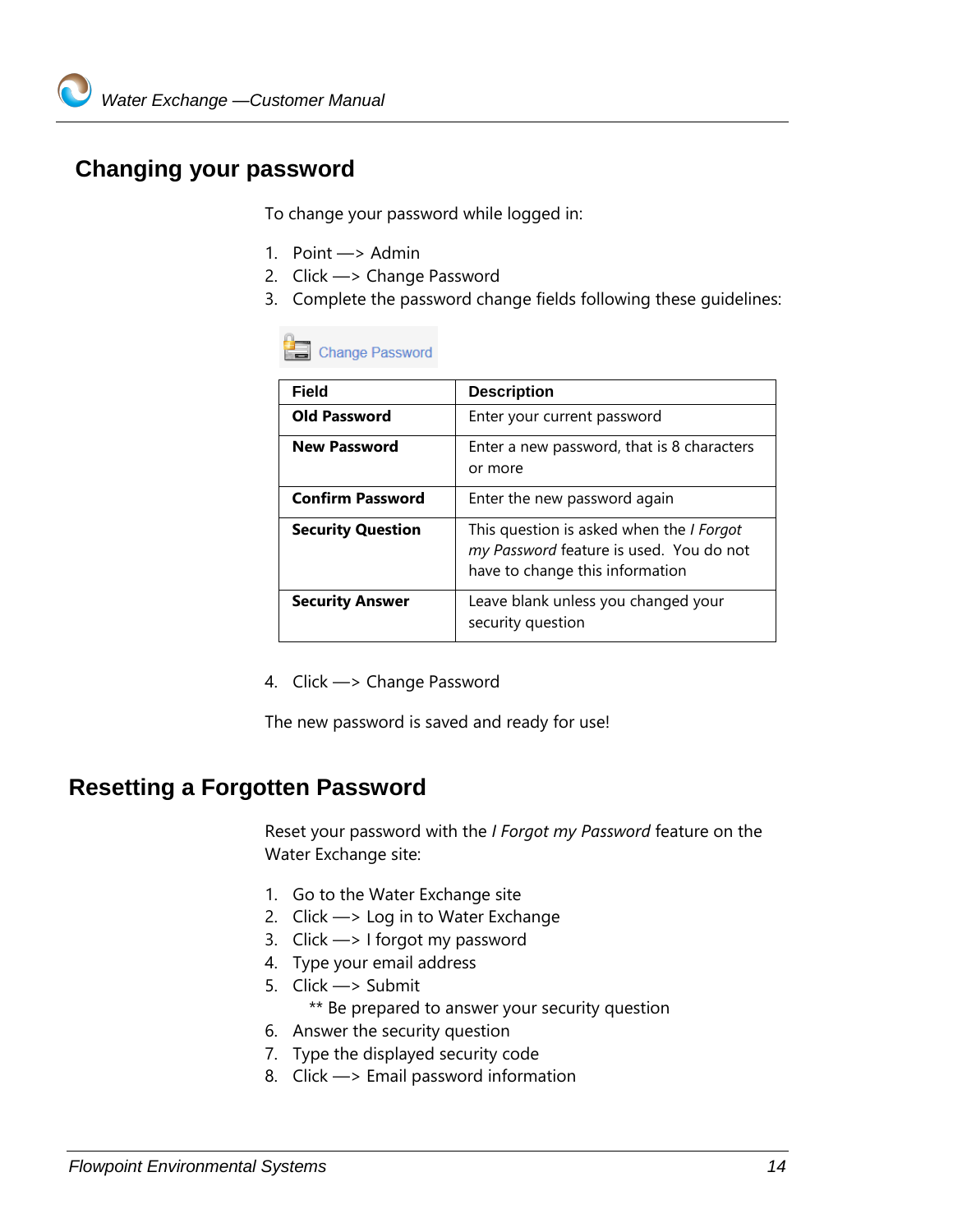## Changing your password

To change your password while logged in:

1. Point —> Admin
2. Click —> Change Password
3. Complete the password change fields following these guidelines:

Change Password

| Field | Description |
|---|---|
| **Old Password** | Enter your current password |
| **New Password** | Enter a new password, that is 8 characters or more |
| **Confirm Password** | Enter the new password again |
| **Security Question** | This question is asked when the *I Forgot my Password* feature is used. You do not have to change this information |
| **Security Answer** | Leave blank unless you changed your security question |

4. Click —> Change Password

The new password is saved and ready for use!

## Resetting a Forgotten Password

Reset your password with the *I Forgot my Password* feature on the Water Exchange site:

1. Go to the Water Exchange site
2. Click —> Log in to Water Exchange
3. Click —> I forgot my password
4. Type your email address
5. Click —> Submit
   ** Be prepared to answer your security question
6. Answer the security question
7. Type the displayed security code
8. Click —> Email password information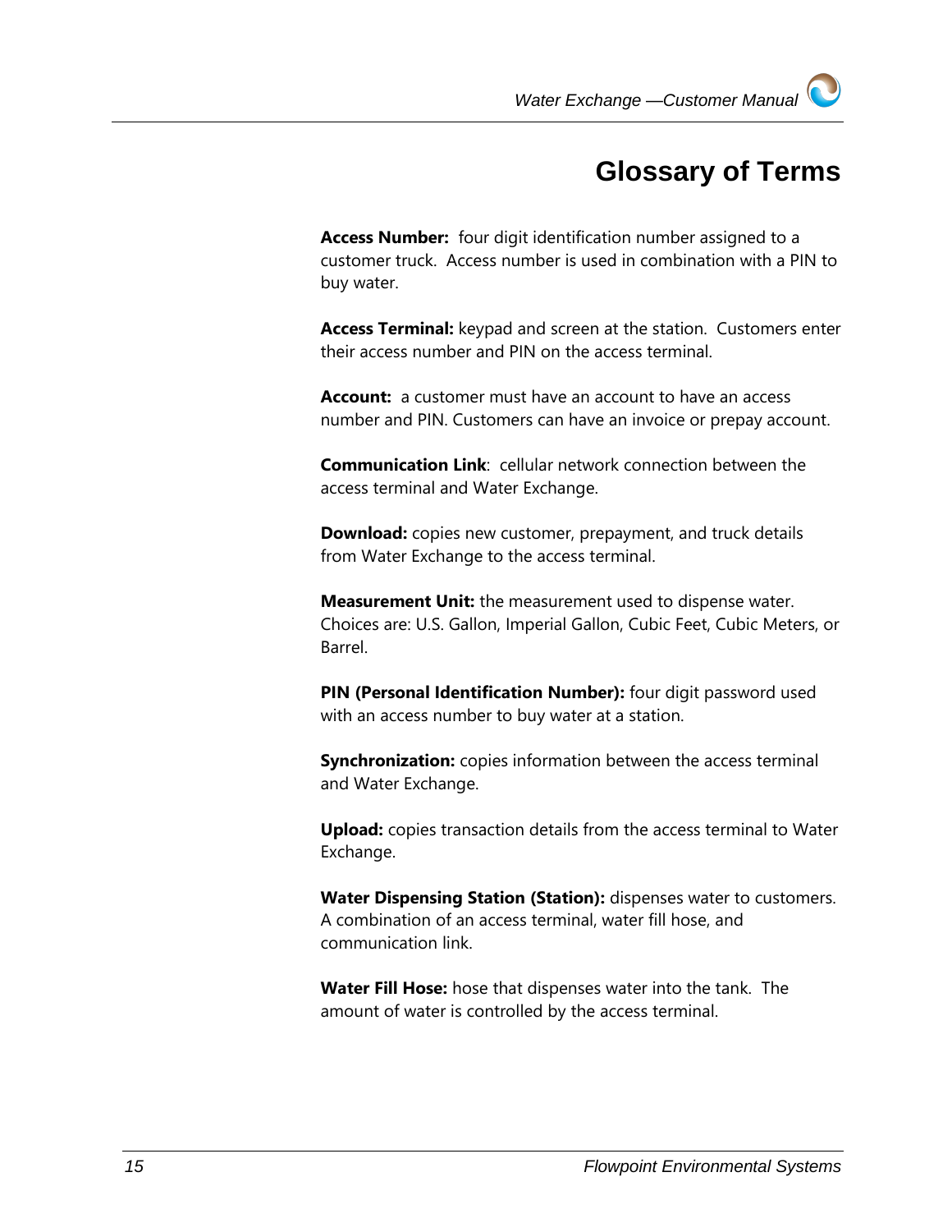# Glossary of Terms

**Access Number:** four digit identification number assigned to a customer truck. Access number is used in combination with a PIN to buy water.

**Access Terminal:** keypad and screen at the station. Customers enter their access number and PIN on the access terminal.

**Account:** a customer must have an account to have an access number and PIN. Customers can have an invoice or prepay account.

**Communication Link**: cellular network connection between the access terminal and Water Exchange.

**Download:** copies new customer, prepayment, and truck details from Water Exchange to the access terminal.

**Measurement Unit:** the measurement used to dispense water. Choices are: U.S. Gallon, Imperial Gallon, Cubic Feet, Cubic Meters, or Barrel.

**PIN (Personal Identification Number):** four digit password used with an access number to buy water at a station.

**Synchronization:** copies information between the access terminal and Water Exchange.

**Upload:** copies transaction details from the access terminal to Water Exchange.

**Water Dispensing Station (Station):** dispenses water to customers. A combination of an access terminal, water fill hose, and communication link.

**Water Fill Hose:** hose that dispenses water into the tank. The amount of water is controlled by the access terminal.